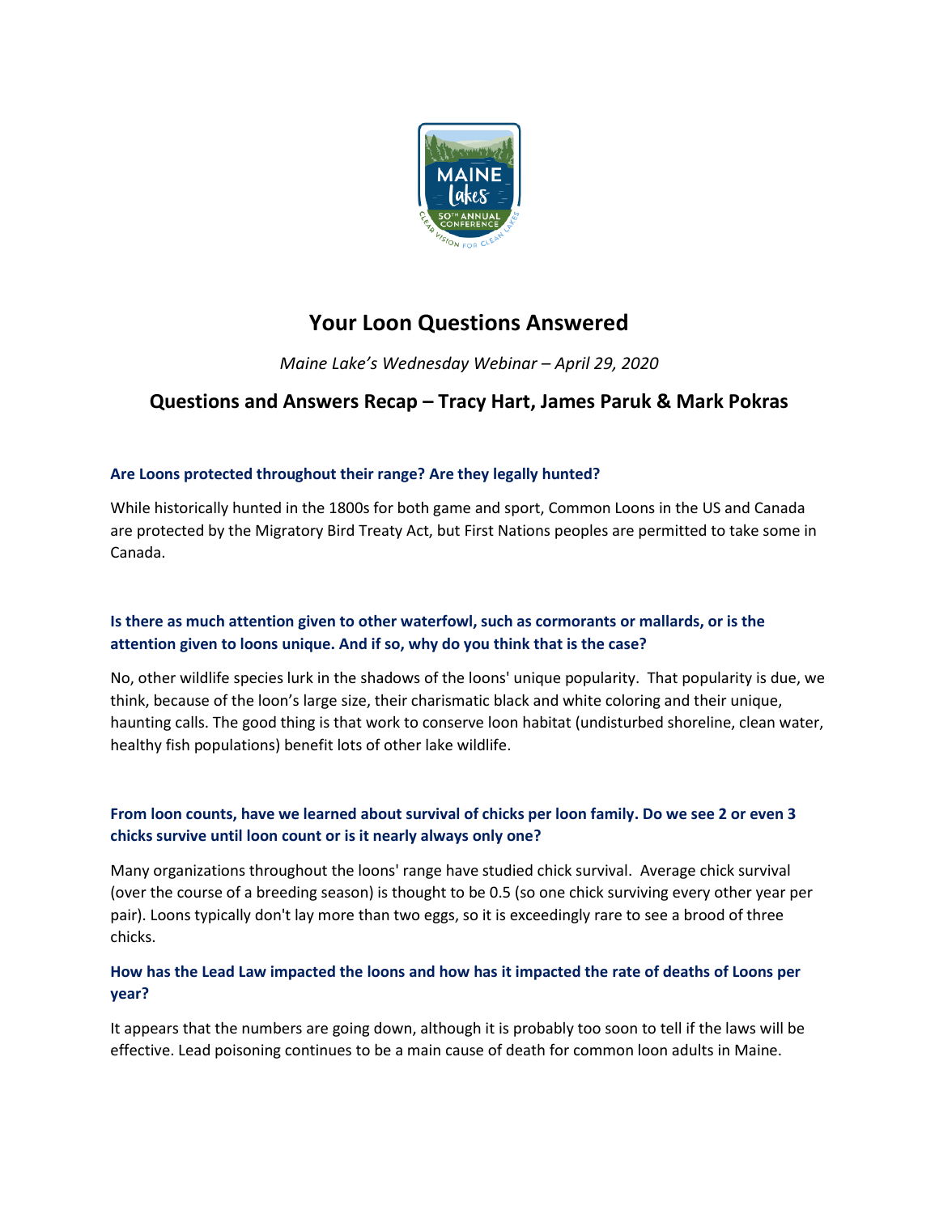# Your Loon Questions Answered

*Maine Lake's Wednesday Webinar – April 29, 2020*

## Questions and Answers Recap – Tracy Hart, James Paruk & Mark Pokras

**Are Loons protected throughout their range? Are they legally hunted?**

While historically hunted in the 1800s for both game and sport, Common Loons in the US and Canada are protected by the Migratory Bird Treaty Act, but First Nations peoples are permitted to take some in Canada.

**Is there as much attention given to other waterfowl, such as cormorants or mallards, or is the attention given to loons unique. And if so, why do you think that is the case?**

No, other wildlife species lurk in the shadows of the loons' unique popularity. That popularity is due, we think, because of the loon's large size, their charismatic black and white coloring and their unique, haunting calls. The good thing is that work to conserve loon habitat (undisturbed shoreline, clean water, healthy fish populations) benefit lots of other lake wildlife.

**From loon counts, have we learned about survival of chicks per loon family. Do we see 2 or even 3 chicks survive until loon count or is it nearly always only one?**

Many organizations throughout the loons' range have studied chick survival. Average chick survival (over the course of a breeding season) is thought to be 0.5 (so one chick surviving every other year per pair). Loons typically don't lay more than two eggs, so it is exceedingly rare to see a brood of three chicks.

**How has the Lead Law impacted the loons and how has it impacted the rate of deaths of Loons per year?**

It appears that the numbers are going down, although it is probably too soon to tell if the laws will be effective. Lead poisoning continues to be a main cause of death for common loon adults in Maine.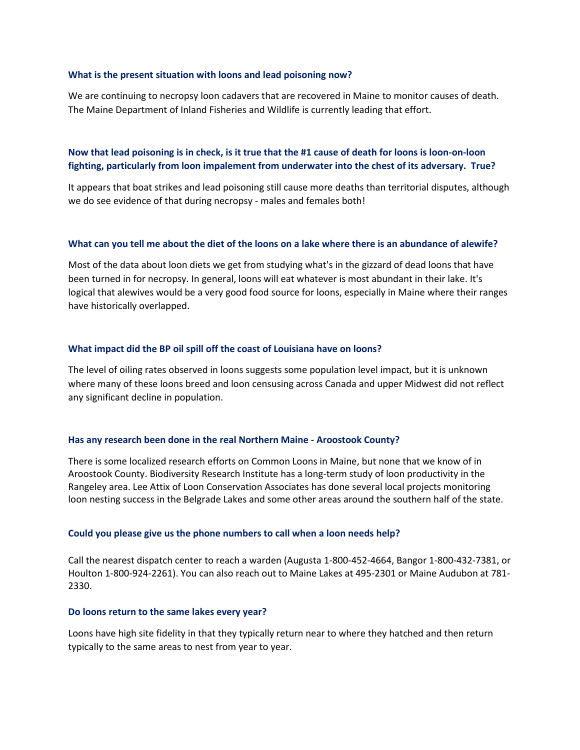### What is the present situation with loons and lead poisoning now?

We are continuing to necropsy loon cadavers that are recovered in Maine to monitor causes of death. The Maine Department of Inland Fisheries and Wildlife is currently leading that effort.

### Now that lead poisoning is in check, is it true that the #1 cause of death for loons is loon-on-loon fighting, particularly from loon impalement from underwater into the chest of its adversary. True?

It appears that boat strikes and lead poisoning still cause more deaths than territorial disputes, although we do see evidence of that during necropsy - males and females both!

### What can you tell me about the diet of the loons on a lake where there is an abundance of alewife?

Most of the data about loon diets we get from studying what's in the gizzard of dead loons that have been turned in for necropsy. In general, loons will eat whatever is most abundant in their lake. It's logical that alewives would be a very good food source for loons, especially in Maine where their ranges have historically overlapped.

### What impact did the BP oil spill off the coast of Louisiana have on loons?

The level of oiling rates observed in loons suggests some population level impact, but it is unknown where many of these loons breed and loon censusing across Canada and upper Midwest did not reflect any significant decline in population.

### Has any research been done in the real Northern Maine - Aroostook County?

There is some localized research efforts on Common Loons in Maine, but none that we know of in Aroostook County. Biodiversity Research Institute has a long-term study of loon productivity in the Rangeley area. Lee Attix of Loon Conservation Associates has done several local projects monitoring loon nesting success in the Belgrade Lakes and some other areas around the southern half of the state.

### Could you please give us the phone numbers to call when a loon needs help?

Call the nearest dispatch center to reach a warden (Augusta 1-800-452-4664, Bangor 1-800-432-7381, or Houlton 1-800-924-2261). You can also reach out to Maine Lakes at 495-2301 or Maine Audubon at 781-2330.

### Do loons return to the same lakes every year?

Loons have high site fidelity in that they typically return near to where they hatched and then return typically to the same areas to nest from year to year.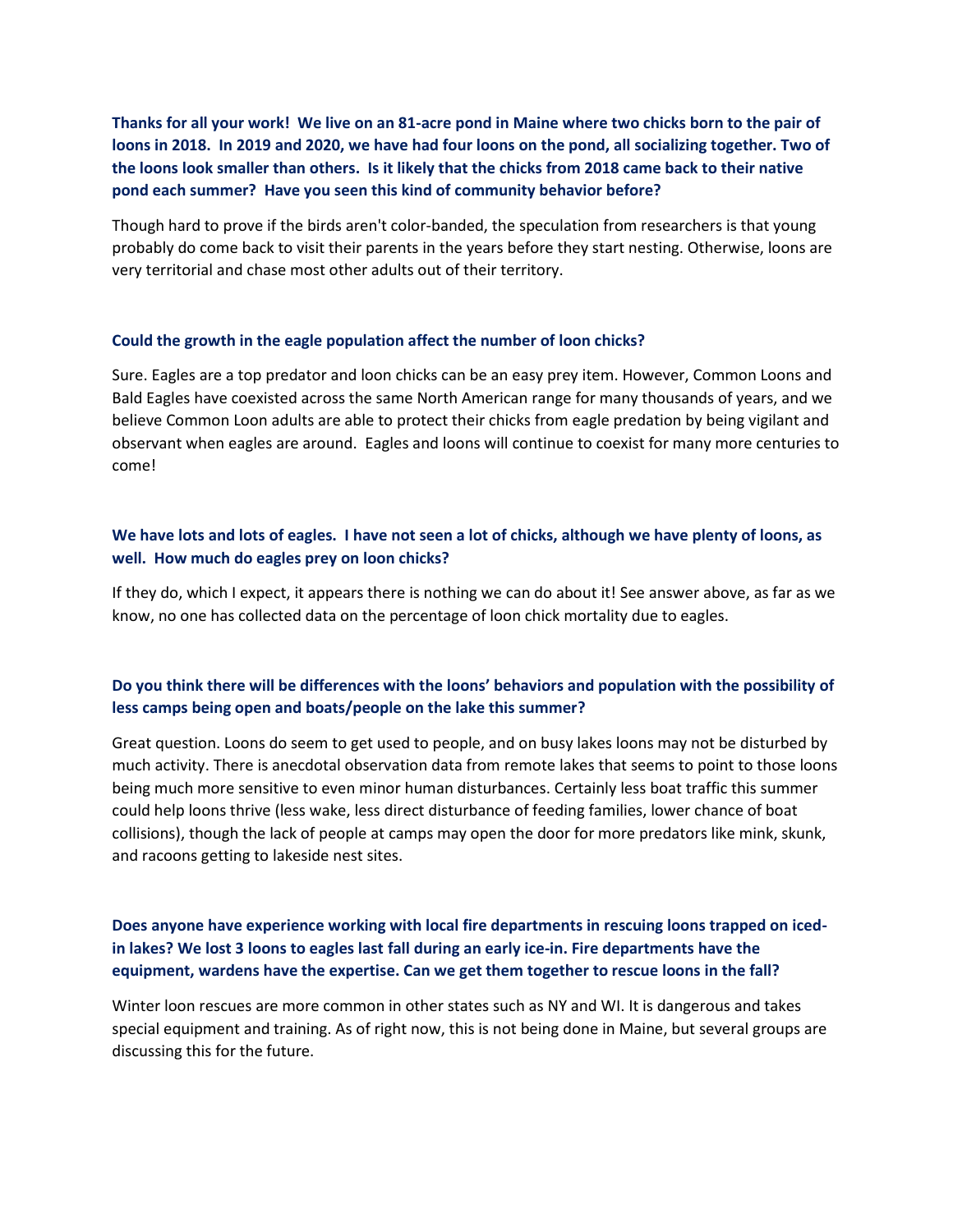**Thanks for all your work! We live on an 81-acre pond in Maine where two chicks born to the pair of loons in 2018. In 2019 and 2020, we have had four loons on the pond, all socializing together. Two of the loons look smaller than others. Is it likely that the chicks from 2018 came back to their native pond each summer? Have you seen this kind of community behavior before?**

Though hard to prove if the birds aren't color-banded, the speculation from researchers is that young probably do come back to visit their parents in the years before they start nesting. Otherwise, loons are very territorial and chase most other adults out of their territory.

**Could the growth in the eagle population affect the number of loon chicks?**

Sure. Eagles are a top predator and loon chicks can be an easy prey item. However, Common Loons and Bald Eagles have coexisted across the same North American range for many thousands of years, and we believe Common Loon adults are able to protect their chicks from eagle predation by being vigilant and observant when eagles are around. Eagles and loons will continue to coexist for many more centuries to come!

**We have lots and lots of eagles. I have not seen a lot of chicks, although we have plenty of loons, as well. How much do eagles prey on loon chicks?**

If they do, which I expect, it appears there is nothing we can do about it! See answer above, as far as we know, no one has collected data on the percentage of loon chick mortality due to eagles.

**Do you think there will be differences with the loons' behaviors and population with the possibility of less camps being open and boats/people on the lake this summer?**

Great question. Loons do seem to get used to people, and on busy lakes loons may not be disturbed by much activity. There is anecdotal observation data from remote lakes that seems to point to those loons being much more sensitive to even minor human disturbances. Certainly less boat traffic this summer could help loons thrive (less wake, less direct disturbance of feeding families, lower chance of boat collisions), though the lack of people at camps may open the door for more predators like mink, skunk, and racoons getting to lakeside nest sites.

**Does anyone have experience working with local fire departments in rescuing loons trapped on iced-in lakes? We lost 3 loons to eagles last fall during an early ice-in. Fire departments have the equipment, wardens have the expertise. Can we get them together to rescue loons in the fall?**

Winter loon rescues are more common in other states such as NY and WI. It is dangerous and takes special equipment and training. As of right now, this is not being done in Maine, but several groups are discussing this for the future.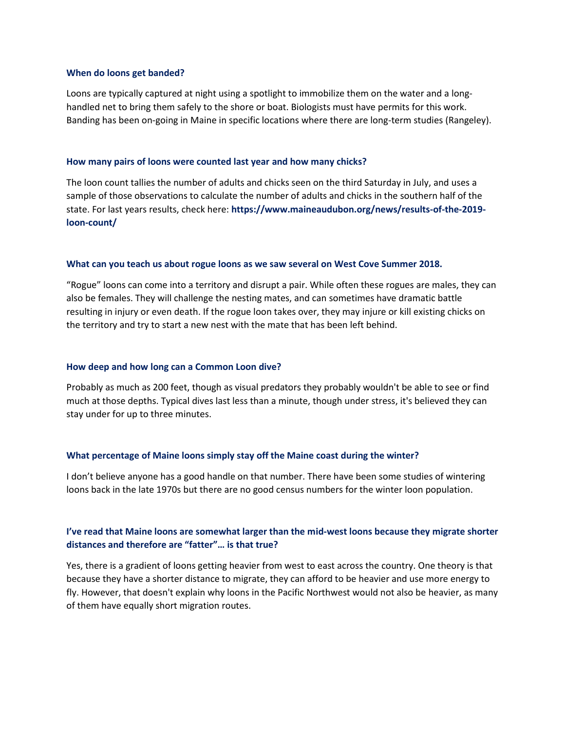**When do loons get banded?**

Loons are typically captured at night using a spotlight to immobilize them on the water and a long-handled net to bring them safely to the shore or boat. Biologists must have permits for this work. Banding has been on-going in Maine in specific locations where there are long-term studies (Rangeley).

**How many pairs of loons were counted last year and how many chicks?**

The loon count tallies the number of adults and chicks seen on the third Saturday in July, and uses a sample of those observations to calculate the number of adults and chicks in the southern half of the state. For last years results, check here: **https://www.maineaudubon.org/news/results-of-the-2019-loon-count/**

**What can you teach us about rogue loons as we saw several on West Cove Summer 2018.**

"Rogue" loons can come into a territory and disrupt a pair. While often these rogues are males, they can also be females. They will challenge the nesting mates, and can sometimes have dramatic battle resulting in injury or even death. If the rogue loon takes over, they may injure or kill existing chicks on the territory and try to start a new nest with the mate that has been left behind.

**How deep and how long can a Common Loon dive?**

Probably as much as 200 feet, though as visual predators they probably wouldn't be able to see or find much at those depths. Typical dives last less than a minute, though under stress, it's believed they can stay under for up to three minutes.

**What percentage of Maine loons simply stay off the Maine coast during the winter?**

I don't believe anyone has a good handle on that number. There have been some studies of wintering loons back in the late 1970s but there are no good census numbers for the winter loon population.

**I've read that Maine loons are somewhat larger than the mid-west loons because they migrate shorter distances and therefore are "fatter"… is that true?**

Yes, there is a gradient of loons getting heavier from west to east across the country. One theory is that because they have a shorter distance to migrate, they can afford to be heavier and use more energy to fly. However, that doesn't explain why loons in the Pacific Northwest would not also be heavier, as many of them have equally short migration routes.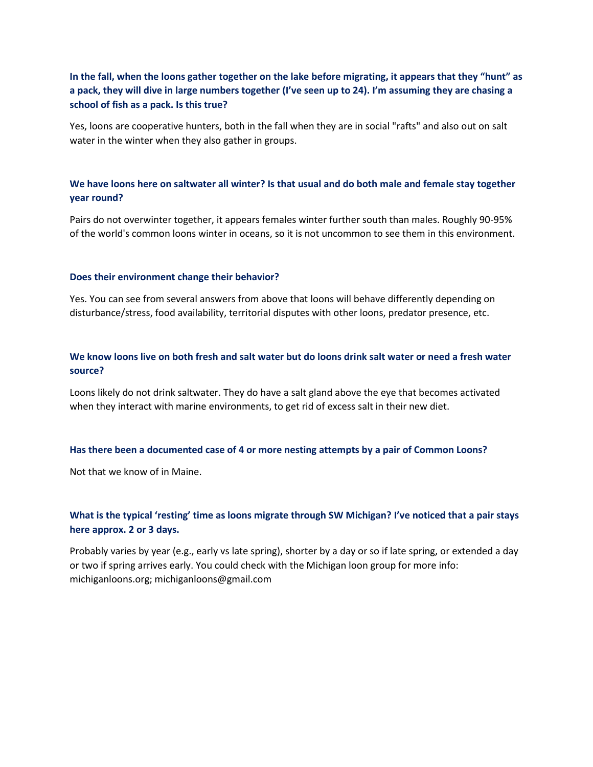**In the fall, when the loons gather together on the lake before migrating, it appears that they "hunt" as a pack, they will dive in large numbers together (I've seen up to 24). I'm assuming they are chasing a school of fish as a pack. Is this true?**

Yes, loons are cooperative hunters, both in the fall when they are in social "rafts" and also out on salt water in the winter when they also gather in groups.

**We have loons here on saltwater all winter? Is that usual and do both male and female stay together year round?**

Pairs do not overwinter together, it appears females winter further south than males. Roughly 90-95% of the world's common loons winter in oceans, so it is not uncommon to see them in this environment.

**Does their environment change their behavior?**

Yes. You can see from several answers from above that loons will behave differently depending on disturbance/stress, food availability, territorial disputes with other loons, predator presence, etc.

**We know loons live on both fresh and salt water but do loons drink salt water or need a fresh water source?**

Loons likely do not drink saltwater. They do have a salt gland above the eye that becomes activated when they interact with marine environments, to get rid of excess salt in their new diet.

**Has there been a documented case of 4 or more nesting attempts by a pair of Common Loons?**

Not that we know of in Maine.

**What is the typical 'resting' time as loons migrate through SW Michigan? I've noticed that a pair stays here approx. 2 or 3 days.**

Probably varies by year (e.g., early vs late spring), shorter by a day or so if late spring, or extended a day or two if spring arrives early. You could check with the Michigan loon group for more info: michiganloons.org; michiganloons@gmail.com